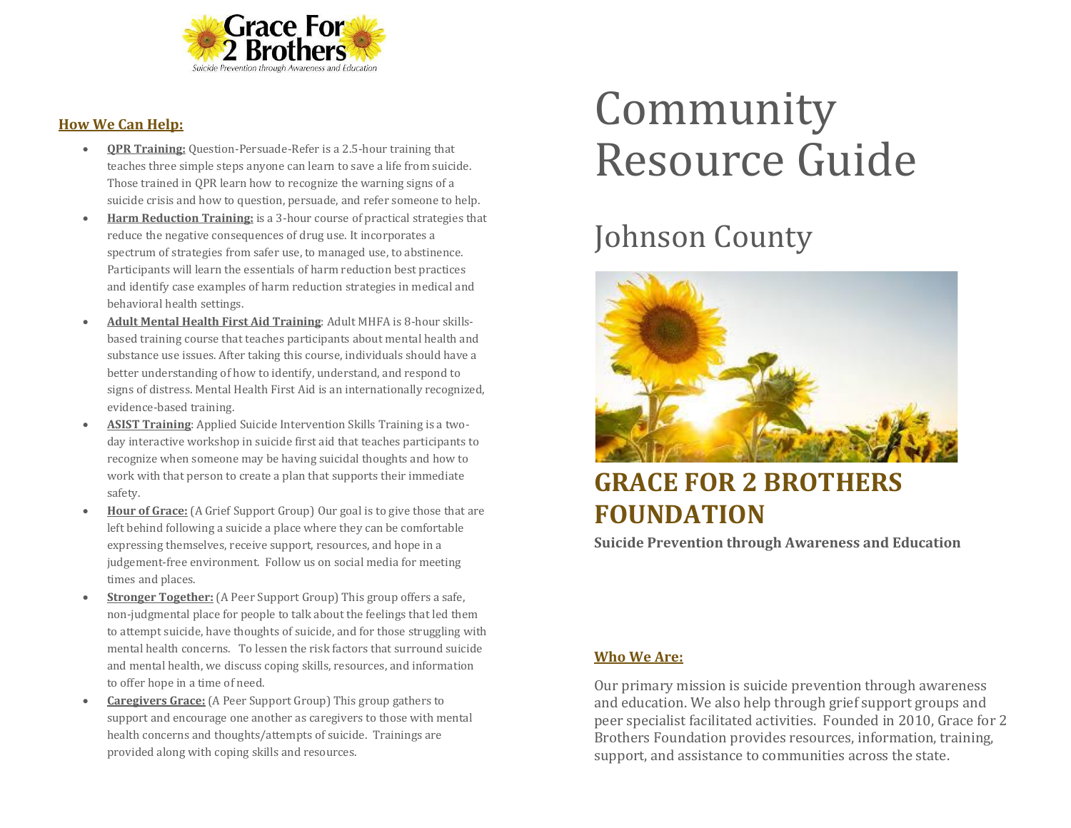Grace For 2 Brothers

Suicide Prevention through Awareness and Education

# Community Resource Guide

## Johnson County

## GRACE FOR 2 BROTHERS FOUNDATION

**Suicide Prevention through Awareness and Education**

### Who We Are:

Our primary mission is suicide prevention through awareness and education. We also help through grief support groups and peer specialist facilitated activities. Founded in 2010, Grace for 2 Brothers Foundation provides resources, information, training, support, and assistance to communities across the state.

### How We Can Help:

- **QPR Training:** Question-Persuade-Refer is a 2.5-hour training that teaches three simple steps anyone can learn to save a life from suicide. Those trained in QPR learn how to recognize the warning signs of a suicide crisis and how to question, persuade, and refer someone to help.
- **Harm Reduction Training:** is a 3-hour course of practical strategies that reduce the negative consequences of drug use. It incorporates a spectrum of strategies from safer use, to managed use, to abstinence. Participants will learn the essentials of harm reduction best practices and identify case examples of harm reduction strategies in medical and behavioral health settings.
- **Adult Mental Health First Aid Training**: Adult MHFA is 8-hour skills-based training course that teaches participants about mental health and substance use issues. After taking this course, individuals should have a better understanding of how to identify, understand, and respond to signs of distress. Mental Health First Aid is an internationally recognized, evidence-based training.
- **ASIST Training**: Applied Suicide Intervention Skills Training is a two-day interactive workshop in suicide first aid that teaches participants to recognize when someone may be having suicidal thoughts and how to work with that person to create a plan that supports their immediate safety.
- **Hour of Grace:** (A Grief Support Group) Our goal is to give those that are left behind following a suicide a place where they can be comfortable expressing themselves, receive support, resources, and hope in a judgement-free environment. Follow us on social media for meeting times and places.
- **Stronger Together:** (A Peer Support Group) This group offers a safe, non-judgmental place for people to talk about the feelings that led them to attempt suicide, have thoughts of suicide, and for those struggling with mental health concerns. To lessen the risk factors that surround suicide and mental health, we discuss coping skills, resources, and information to offer hope in a time of need.
- **Caregivers Grace:** (A Peer Support Group) This group gathers to support and encourage one another as caregivers to those with mental health concerns and thoughts/attempts of suicide. Trainings are provided along with coping skills and resources.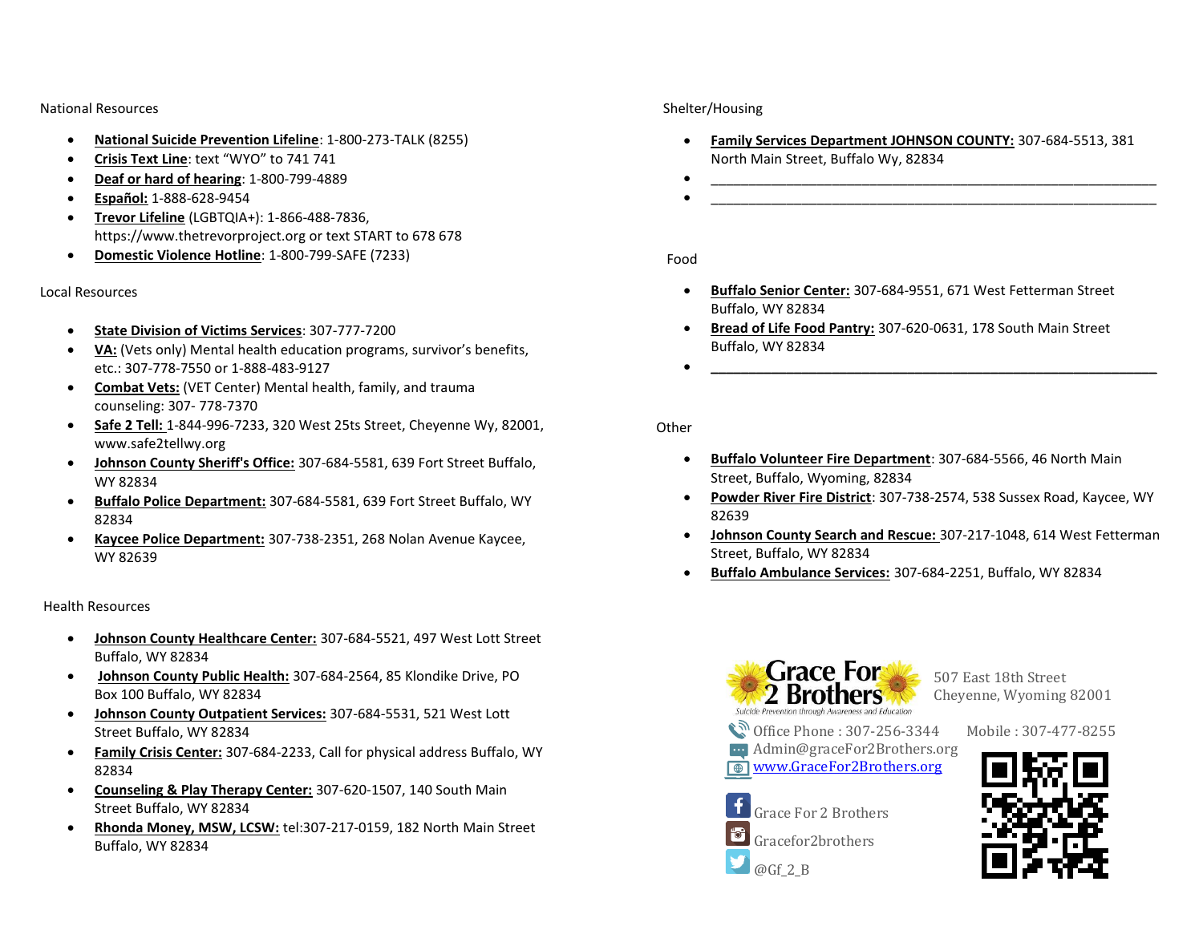National Resources

- **National Suicide Prevention Lifeline**: 1-800-273-TALK (8255)
- **Crisis Text Line**: text "WYO" to 741 741
- **Deaf or hard of hearing**: 1-800-799-4889
- **Español:** 1-888-628-9454
- **Trevor Lifeline** (LGBTQIA+): 1-866-488-7836, https://www.thetrevorproject.org or text START to 678 678
- **Domestic Violence Hotline**: 1-800-799-SAFE (7233)

Local Resources

- **State Division of Victims Services**: 307-777-7200
- **VA:** (Vets only) Mental health education programs, survivor's benefits, etc.: 307-778-7550 or 1-888-483-9127
- **Combat Vets:** (VET Center) Mental health, family, and trauma counseling: 307- 778-7370
- **Safe 2 Tell:** 1-844-996-7233, 320 West 25ts Street, Cheyenne Wy, 82001, www.safe2tellwy.org
- **Johnson County Sheriff's Office:** 307-684-5581, 639 Fort Street Buffalo, WY 82834
- **Buffalo Police Department:** 307-684-5581, 639 Fort Street Buffalo, WY 82834
- **Kaycee Police Department:** 307-738-2351, 268 Nolan Avenue Kaycee, WY 82639

Health Resources

- **Johnson County Healthcare Center:** 307-684-5521, 497 West Lott Street Buffalo, WY 82834
- **Johnson County Public Health:** 307-684-2564, 85 Klondike Drive, PO Box 100 Buffalo, WY 82834
- **Johnson County Outpatient Services:** 307-684-5531, 521 West Lott Street Buffalo, WY 82834
- **Family Crisis Center:** 307-684-2233, Call for physical address Buffalo, WY 82834
- **Counseling & Play Therapy Center:** 307-620-1507, 140 South Main Street Buffalo, WY 82834
- **Rhonda Money, MSW, LCSW:** tel:307-217-0159, 182 North Main Street Buffalo, WY 82834

Shelter/Housing

- **Family Services Department JOHNSON COUNTY:** 307-684-5513, 381 North Main Street, Buffalo Wy, 82834
- ____________________________________________________________
- ____________________________________________________________

Food

- **Buffalo Senior Center:** 307-684-9551, 671 West Fetterman Street Buffalo, WY 82834
- **Bread of Life Food Pantry:** 307-620-0631, 178 South Main Street Buffalo, WY 82834
- ____________________________________________________________

Other

- **Buffalo Volunteer Fire Department**: 307-684-5566, 46 North Main Street, Buffalo, Wyoming, 82834
- **Powder River Fire District**: 307-738-2574, 538 Sussex Road, Kaycee, WY 82639
- **Johnson County Search and Rescue:** 307-217-1048, 614 West Fetterman Street, Buffalo, WY 82834
- **Buffalo Ambulance Services:** 307-684-2251, Buffalo, WY 82834

Grace For 2 Brothers
Suicide Prevention through Awareness and Education

507 East 18th Street
Cheyenne, Wyoming 82001

Office Phone : 307-256-3344 Mobile : 307-477-8255
Admin@graceFor2Brothers.org
www.GraceFor2Brothers.org

Grace For 2 Brothers
Gracefor2brothers
@Gf_2_B